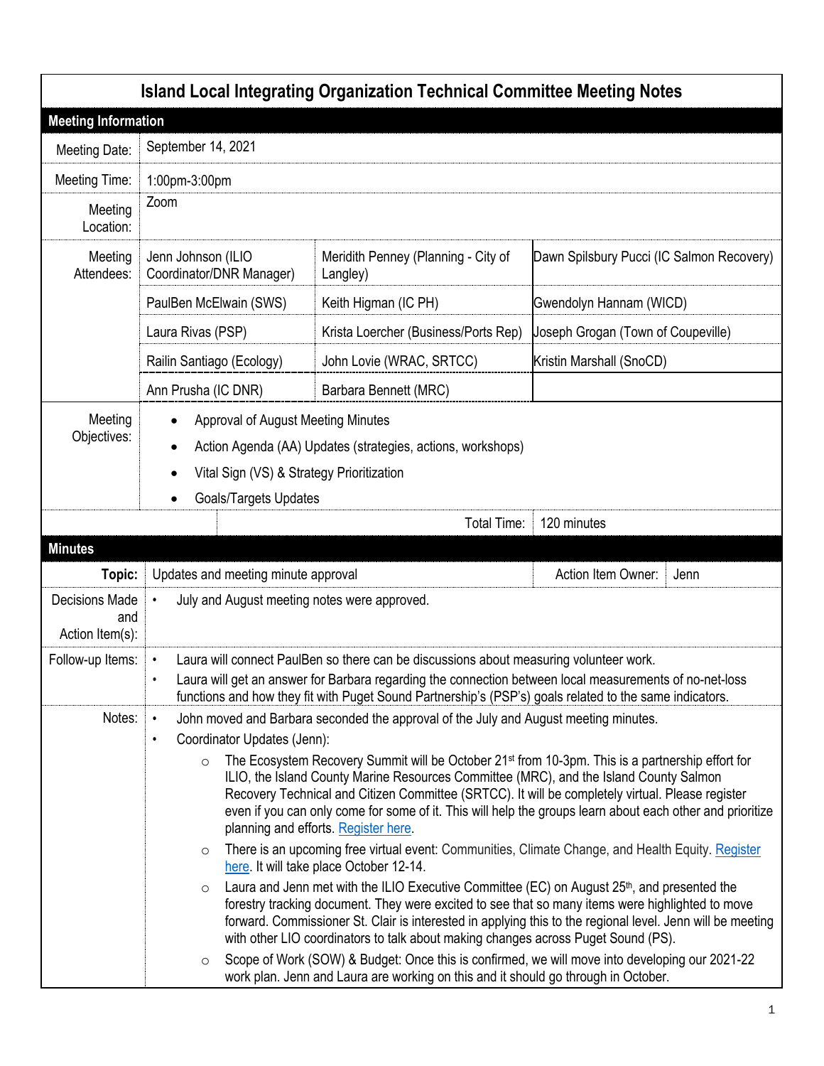# Island Local Integrating Organization Technical Committee Meeting Notes

## Meeting Information

| | | | |
|---|---|---|---|
| Meeting Date: | September 14, 2021 | | |
| Meeting Time: | 1:00pm-3:00pm | | |
| Meeting Location: | Zoom | | |
| Meeting Attendees: | Jenn Johnson (ILIO Coordinator/DNR Manager) | Meridith Penney (Planning - City of Langley) | Dawn Spilsbury Pucci (IC Salmon Recovery) |
| | PaulBen McElwain (SWS) | Keith Higman (IC PH) | Gwendolyn Hannam (WICD) |
| | Laura Rivas (PSP) | Krista Loercher (Business/Ports Rep) | Joseph Grogan (Town of Coupeville) |
| | Railin Santiago (Ecology) | John Lovie (WRAC, SRTCC) | Kristin Marshall (SnoCD) |
| | Ann Prusha (IC DNR) | Barbara Bennett (MRC) | |

**Meeting Objectives:**

- Approval of August Meeting Minutes
- Action Agenda (AA) Updates (strategies, actions, workshops)
- Vital Sign (VS) & Strategy Prioritization
- Goals/Targets Updates

**Total Time:** 120 minutes

## Minutes

**Topic:** Updates and meeting minute approval — **Action Item Owner:** Jenn

**Decisions Made and Action Item(s):**

- July and August meeting notes were approved.

**Follow-up Items:**

- Laura will connect PaulBen so there can be discussions about measuring volunteer work.
- Laura will get an answer for Barbara regarding the connection between local measurements of no-net-loss functions and how they fit with Puget Sound Partnership's (PSP's) goals related to the same indicators.

**Notes:**

- John moved and Barbara seconded the approval of the July and August meeting minutes.
- Coordinator Updates (Jenn):
  - The Ecosystem Recovery Summit will be October 21st from 10-3pm. This is a partnership effort for ILIO, the Island County Marine Resources Committee (MRC), and the Island County Salmon Recovery Technical and Citizen Committee (SRTCC). It will be completely virtual. Please register even if you can only come for some of it. This will help the groups learn about each other and prioritize planning and efforts. Register here.
  - There is an upcoming free virtual event: Communities, Climate Change, and Health Equity. Register here. It will take place October 12-14.
  - Laura and Jenn met with the ILIO Executive Committee (EC) on August 25th, and presented the forestry tracking document. They were excited to see that so many items were highlighted to move forward. Commissioner St. Clair is interested in applying this to the regional level. Jenn will be meeting with other LIO coordinators to talk about making changes across Puget Sound (PS).
  - Scope of Work (SOW) & Budget: Once this is confirmed, we will move into developing our 2021-22 work plan. Jenn and Laura are working on this and it should go through in October.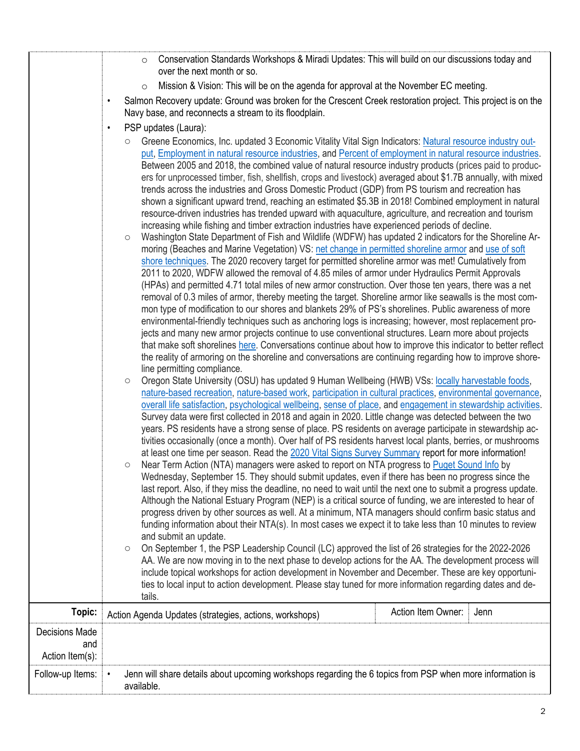| | |
|---|---|
| | ◦ Conservation Standards Workshops & Miradi Updates: This will build on our discussions today and over the next month or so.<br>◦ Mission & Vision: This will be on the agenda for approval at the November EC meeting.<br>• Salmon Recovery update: Ground was broken for the Crescent Creek restoration project. This project is on the Navy base, and reconnects a stream to its floodplain.<br>• PSP updates (Laura):<br>◦ Greene Economics, Inc. updated 3 Economic Vitality Vital Sign Indicators: Natural resource industry output, Employment in natural resource industries, and Percent of employment in natural resource industries. Between 2005 and 2018, the combined value of natural resource industry products (prices paid to producers for unprocessed timber, fish, shellfish, crops and livestock) averaged about $1.7B annually, with mixed trends across the industries and Gross Domestic Product (GDP) from PS tourism and recreation has shown a significant upward trend, reaching an estimated $5.3B in 2018! Combined employment in natural resource-driven industries has trended upward with aquaculture, agriculture, and recreation and tourism increasing while fishing and timber extraction industries have experienced periods of decline.<br>◦ Washington State Department of Fish and Wildlife (WDFW) has updated 2 indicators for the Shoreline Armoring (Beaches and Marine Vegetation) VS: net change in permitted shoreline armor and use of soft shore techniques. The 2020 recovery target for permitted shoreline armor was met! Cumulatively from 2011 to 2020, WDFW allowed the removal of 4.85 miles of armor under Hydraulics Permit Approvals (HPAs) and permitted 4.71 total miles of new armor construction. Over those ten years, there was a net removal of 0.3 miles of armor, thereby meeting the target. Shoreline armor like seawalls is the most common type of modification to our shores and blankets 29% of PS's shorelines. Public awareness of more environmental-friendly techniques such as anchoring logs is increasing; however, most replacement projects and many new armor projects continue to use conventional structures. Learn more about projects that make soft shorelines here. Conversations continue about how to improve this indicator to better reflect the reality of armoring on the shoreline and conversations are continuing regarding how to improve shoreline permitting compliance.<br>◦ Oregon State University (OSU) has updated 9 Human Wellbeing (HWB) VSs: locally harvestable foods, nature-based recreation, nature-based work, participation in cultural practices, environmental governance, overall life satisfaction, psychological wellbeing, sense of place, and engagement in stewardship activities. Survey data were first collected in 2018 and again in 2020. Little change was detected between the two years. PS residents have a strong sense of place. PS residents on average participate in stewardship activities occasionally (once a month). Over half of PS residents harvest local plants, berries, or mushrooms at least one time per season. Read the 2020 Vital Signs Survey Summary report for more information!<br>◦ Near Term Action (NTA) managers were asked to report on NTA progress to Puget Sound Info by Wednesday, September 15. They should submit updates, even if there has been no progress since the last report. Also, if they miss the deadline, no need to wait until the next one to submit a progress update. Although the National Estuary Program (NEP) is a critical source of funding, we are interested to hear of progress driven by other sources as well. At a minimum, NTA managers should confirm basic status and funding information about their NTA(s). In most cases we expect it to take less than 10 minutes to review and submit an update.<br>◦ On September 1, the PSP Leadership Council (LC) approved the list of 26 strategies for the 2022-2026 AA. We are now moving in to the next phase to develop actions for the AA. The development process will include topical workshops for action development in November and December. These are key opportunities to local input to action development. Please stay tuned for more information regarding dates and details. |

| | | | |
|---|---|---|---|
| **Topic:** | Action Agenda Updates (strategies, actions, workshops) | Action Item Owner: | Jenn |
| Decisions Made and Action Item(s): | | | |
| Follow-up Items: | • Jenn will share details about upcoming workshops regarding the 6 topics from PSP when more information is available. | | |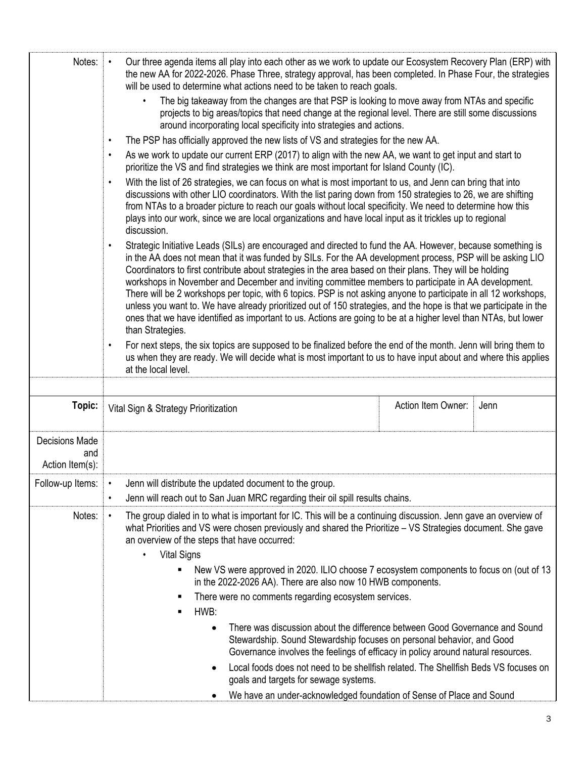| | |
|---|---|
| Notes: | • Our three agenda items all play into each other as we work to update our Ecosystem Recovery Plan (ERP) with the new AA for 2022-2026. Phase Three, strategy approval, has been completed. In Phase Four, the strategies will be used to determine what actions need to be taken to reach goals.<br>  • The big takeaway from the changes are that PSP is looking to move away from NTAs and specific projects to big areas/topics that need change at the regional level. There are still some discussions around incorporating local specificity into strategies and actions.<br>• The PSP has officially approved the new lists of VS and strategies for the new AA.<br>• As we work to update our current ERP (2017) to align with the new AA, we want to get input and start to prioritize the VS and find strategies we think are most important for Island County (IC).<br>• With the list of 26 strategies, we can focus on what is most important to us, and Jenn can bring that into discussions with other LIO coordinators. With the list paring down from 150 strategies to 26, we are shifting from NTAs to a broader picture to reach our goals without local specificity. We need to determine how this plays into our work, since we are local organizations and have local input as it trickles up to regional discussion.<br>• Strategic Initiative Leads (SILs) are encouraged and directed to fund the AA. However, because something is in the AA does not mean that it was funded by SILs. For the AA development process, PSP will be asking LIO Coordinators to first contribute about strategies in the area based on their plans. They will be holding workshops in November and December and inviting committee members to participate in AA development. There will be 2 workshops per topic, with 6 topics. PSP is not asking anyone to participate in all 12 workshops, unless you want to. We have already prioritized out of 150 strategies, and the hope is that we participate in the ones that we have identified as important to us. Actions are going to be at a higher level than NTAs, but lower than Strategies.<br>• For next steps, the six topics are supposed to be finalized before the end of the month. Jenn will bring them to us when they are ready. We will decide what is most important to us to have input about and where this applies at the local level. |

| **Topic:** | Vital Sign & Strategy Prioritization | Action Item Owner: | Jenn |
|---|---|---|---|
| Decisions Made and Action Item(s): | | | |
| Follow-up Items: | • Jenn will distribute the updated document to the group.<br>• Jenn will reach out to San Juan MRC regarding their oil spill results chains. | | |
| Notes: | • The group dialed in to what is important for IC. This will be a continuing discussion. Jenn gave an overview of what Priorities and VS were chosen previously and shared the Prioritize – VS Strategies document. She gave an overview of the steps that have occurred:<br>  • Vital Signs<br>    ▪ New VS were approved in 2020. ILIO choose 7 ecosystem components to focus on (out of 13 in the 2022-2026 AA). There are also now 10 HWB components.<br>    ▪ There were no comments regarding ecosystem services.<br>    ▪ HWB:<br>      • There was discussion about the difference between Good Governance and Sound Stewardship. Sound Stewardship focuses on personal behavior, and Good Governance involves the feelings of efficacy in policy around natural resources.<br>      • Local foods does not need to be shellfish related. The Shellfish Beds VS focuses on goals and targets for sewage systems.<br>      • We have an under-acknowledged foundation of Sense of Place and Sound | | |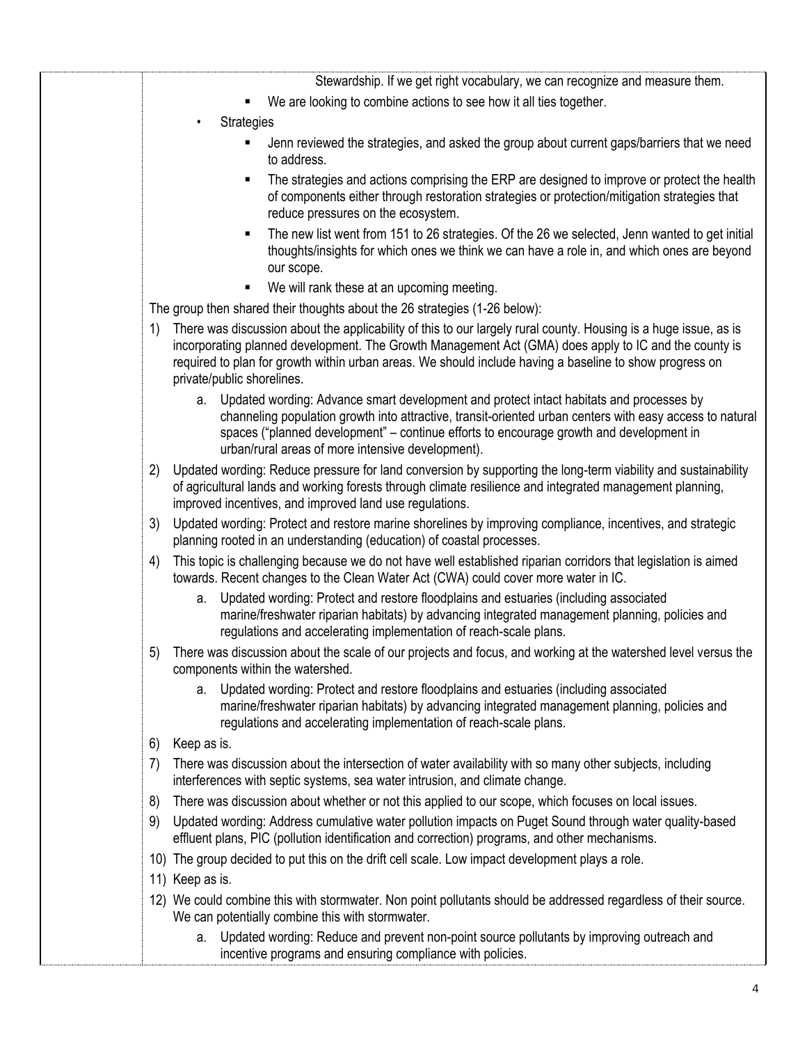Stewardship. If we get right vocabulary, we can recognize and measure them.

- We are looking to combine actions to see how it all ties together.

- Strategies
  - Jenn reviewed the strategies, and asked the group about current gaps/barriers that we need to address.
  - The strategies and actions comprising the ERP are designed to improve or protect the health of components either through restoration strategies or protection/mitigation strategies that reduce pressures on the ecosystem.
  - The new list went from 151 to 26 strategies. Of the 26 we selected, Jenn wanted to get initial thoughts/insights for which ones we think we can have a role in, and which ones are beyond our scope.
  - We will rank these at an upcoming meeting.

The group then shared their thoughts about the 26 strategies (1-26 below):

1) There was discussion about the applicability of this to our largely rural county. Housing is a huge issue, as is incorporating planned development. The Growth Management Act (GMA) does apply to IC and the county is required to plan for growth within urban areas. We should include having a baseline to show progress on private/public shorelines.
   a. Updated wording: Advance smart development and protect intact habitats and processes by channeling population growth into attractive, transit-oriented urban centers with easy access to natural spaces ("planned development" – continue efforts to encourage growth and development in urban/rural areas of more intensive development).
2) Updated wording: Reduce pressure for land conversion by supporting the long-term viability and sustainability of agricultural lands and working forests through climate resilience and integrated management planning, improved incentives, and improved land use regulations.
3) Updated wording: Protect and restore marine shorelines by improving compliance, incentives, and strategic planning rooted in an understanding (education) of coastal processes.
4) This topic is challenging because we do not have well established riparian corridors that legislation is aimed towards. Recent changes to the Clean Water Act (CWA) could cover more water in IC.
   a. Updated wording: Protect and restore floodplains and estuaries (including associated marine/freshwater riparian habitats) by advancing integrated management planning, policies and regulations and accelerating implementation of reach-scale plans.
5) There was discussion about the scale of our projects and focus, and working at the watershed level versus the components within the watershed.
   a. Updated wording: Protect and restore floodplains and estuaries (including associated marine/freshwater riparian habitats) by advancing integrated management planning, policies and regulations and accelerating implementation of reach-scale plans.
6) Keep as is.
7) There was discussion about the intersection of water availability with so many other subjects, including interferences with septic systems, sea water intrusion, and climate change.
8) There was discussion about whether or not this applied to our scope, which focuses on local issues.
9) Updated wording: Address cumulative water pollution impacts on Puget Sound through water quality-based effluent plans, PIC (pollution identification and correction) programs, and other mechanisms.
10) The group decided to put this on the drift cell scale. Low impact development plays a role.
11) Keep as is.
12) We could combine this with stormwater. Non point pollutants should be addressed regardless of their source. We can potentially combine this with stormwater.
    a. Updated wording: Reduce and prevent non-point source pollutants by improving outreach and incentive programs and ensuring compliance with policies.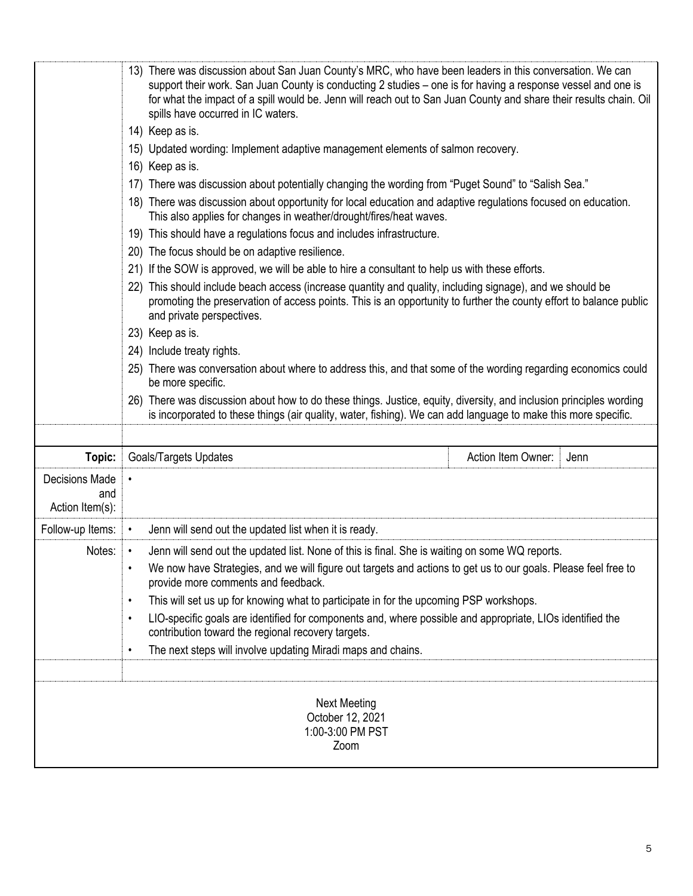| | |
|---|---|
| | 13) There was discussion about San Juan County's MRC, who have been leaders in this conversation. We can support their work. San Juan County is conducting 2 studies – one is for having a response vessel and one is for what the impact of a spill would be. Jenn will reach out to San Juan County and share their results chain. Oil spills have occurred in IC waters.<br>14) Keep as is.<br>15) Updated wording: Implement adaptive management elements of salmon recovery.<br>16) Keep as is.<br>17) There was discussion about potentially changing the wording from "Puget Sound" to "Salish Sea."<br>18) There was discussion about opportunity for local education and adaptive regulations focused on education. This also applies for changes in weather/drought/fires/heat waves.<br>19) This should have a regulations focus and includes infrastructure.<br>20) The focus should be on adaptive resilience.<br>21) If the SOW is approved, we will be able to hire a consultant to help us with these efforts.<br>22) This should include beach access (increase quantity and quality, including signage), and we should be promoting the preservation of access points. This is an opportunity to further the county effort to balance public and private perspectives.<br>23) Keep as is.<br>24) Include treaty rights.<br>25) There was conversation about where to address this, and that some of the wording regarding economics could be more specific.<br>26) There was discussion about how to do these things. Justice, equity, diversity, and inclusion principles wording is incorporated to these things (air quality, water, fishing). We can add language to make this more specific. |

| | | | |
|---|---|---|---|
| **Topic:** | Goals/Targets Updates | Action Item Owner: | Jenn |
| Decisions Made and Action Item(s): | • | | |
| Follow-up Items: | • Jenn will send out the updated list when it is ready. | | |
| Notes: | • Jenn will send out the updated list. None of this is final. She is waiting on some WQ reports.<br>• We now have Strategies, and we will figure out targets and actions to get us to our goals. Please feel free to provide more comments and feedback.<br>• This will set us up for knowing what to participate in for the upcoming PSP workshops.<br>• LIO-specific goals are identified for components and, where possible and appropriate, LIOs identified the contribution toward the regional recovery targets.<br>• The next steps will involve updating Miradi maps and chains. | | |

Next Meeting
October 12, 2021
1:00-3:00 PM PST
Zoom